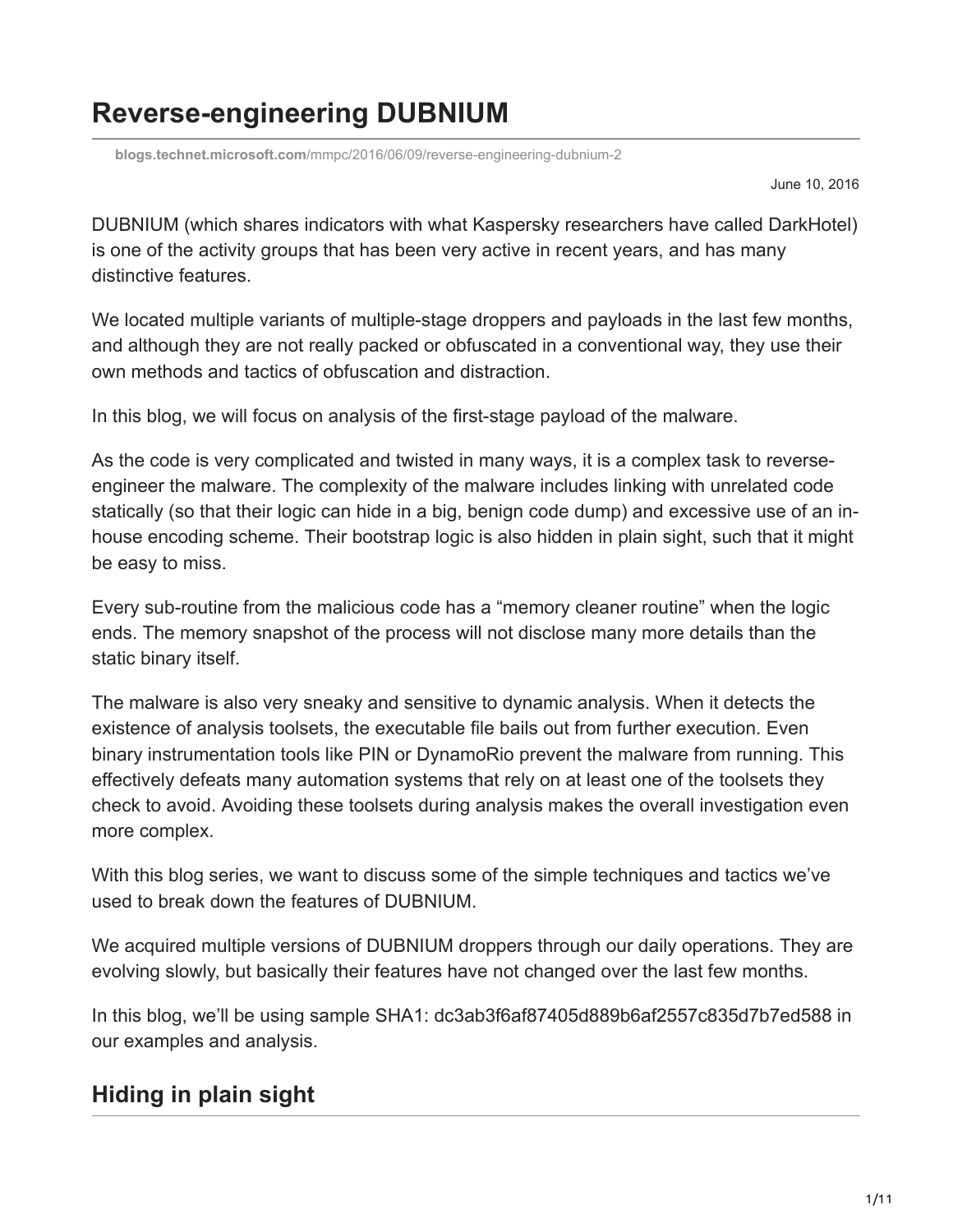# Reverse-engineering DUBNIUM

**blogs.technet.microsoft.com**/mmpc/2016/06/09/reverse-engineering-dubnium-2

June 10, 2016

DUBNIUM (which shares indicators with what Kaspersky researchers have called DarkHotel) is one of the activity groups that has been very active in recent years, and has many distinctive features.

We located multiple variants of multiple-stage droppers and payloads in the last few months, and although they are not really packed or obfuscated in a conventional way, they use their own methods and tactics of obfuscation and distraction.

In this blog, we will focus on analysis of the first-stage payload of the malware.

As the code is very complicated and twisted in many ways, it is a complex task to reverse-engineer the malware. The complexity of the malware includes linking with unrelated code statically (so that their logic can hide in a big, benign code dump) and excessive use of an in-house encoding scheme. Their bootstrap logic is also hidden in plain sight, such that it might be easy to miss.

Every sub-routine from the malicious code has a "memory cleaner routine" when the logic ends. The memory snapshot of the process will not disclose many more details than the static binary itself.

The malware is also very sneaky and sensitive to dynamic analysis. When it detects the existence of analysis toolsets, the executable file bails out from further execution. Even binary instrumentation tools like PIN or DynamoRio prevent the malware from running. This effectively defeats many automation systems that rely on at least one of the toolsets they check to avoid. Avoiding these toolsets during analysis makes the overall investigation even more complex.

With this blog series, we want to discuss some of the simple techniques and tactics we've used to break down the features of DUBNIUM.

We acquired multiple versions of DUBNIUM droppers through our daily operations. They are evolving slowly, but basically their features have not changed over the last few months.

In this blog, we'll be using sample SHA1: dc3ab3f6af87405d889b6af2557c835d7b7ed588 in our examples and analysis.

## Hiding in plain sight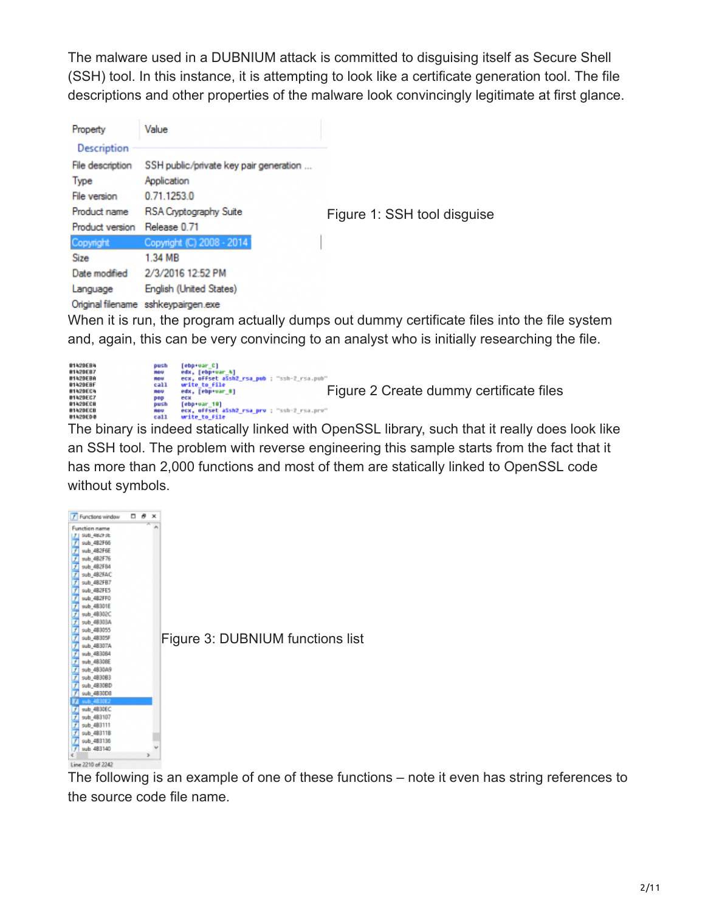The malware used in a DUBNIUM attack is committed to disguising itself as Secure Shell (SSH) tool. In this instance, it is attempting to look like a certificate generation tool. The file descriptions and other properties of the malware look convincingly legitimate at first glance.

| Property | Value |
|---|---|
| **Description** | |
| File description | SSH public/private key pair generation ... |
| Type | Application |
| File version | 0.71.1253.0 |
| Product name | RSA Cryptography Suite |
| Product version | Release 0.71 |
| Copyright | Copyright (C) 2008 - 2014 |
| Size | 1.34 MB |
| Date modified | 2/3/2016 12:52 PM |
| Language | English (United States) |
| Original filename | sshkeypairgen.exe |

Figure 1: SSH tool disguise

When it is run, the program actually dumps out dummy certificate files into the file system and, again, this can be very convincing to an analyst who is initially researching the file.

```
01420EB4    push    [ebp+var_C]
01420EB7    mov     edx, [ebp+var_4]
01420EBA    mov     ecx, offset aSsh2_rsa_pub ; "ssh-2_rsa.pub"
01420EBF    call    write_to_file
01420EC4    mov     edx, [ebp+var_8]
01420EC7    pop     ecx
01420EC8    push    [ebp+var_10]
01420ECB    mov     ecx, offset aSsh2_rsa_prv ; "ssh-2_rsa.prv"
01420ED0    call    write_to_file
```

Figure 2 Create dummy certificate files

The binary is indeed statically linked with OpenSSL library, such that it really does look like an SSH tool. The problem with reverse engineering this sample starts from the fact that it has more than 2,000 functions and most of them are statically linked to OpenSSL code without symbols.

```
Functions window
Function name
sub_4B2F3C
sub_4B2F66
sub_4B2F6E
sub_4B2F76
sub_4B2F84
sub_4B2FAC
sub_4B2FB7
sub_4B2FE5
sub_4B2FF0
sub_4B301E
sub_4B302C
sub_4B303A
sub_4B3055
sub_4B305F
sub_4B307A
sub_4B3084
sub_4B308E
sub_4B30A9
sub_4B30B3
sub_4B30BD
sub_4B30D8
sub_4B30E2
sub_4B30EC
sub_4B3107
sub_4B3111
sub_4B311B
sub_4B3136
sub_4B3140
Line 2210 of 2242
```

Figure 3: DUBNIUM functions list

The following is an example of one of these functions – note it even has string references to the source code file name.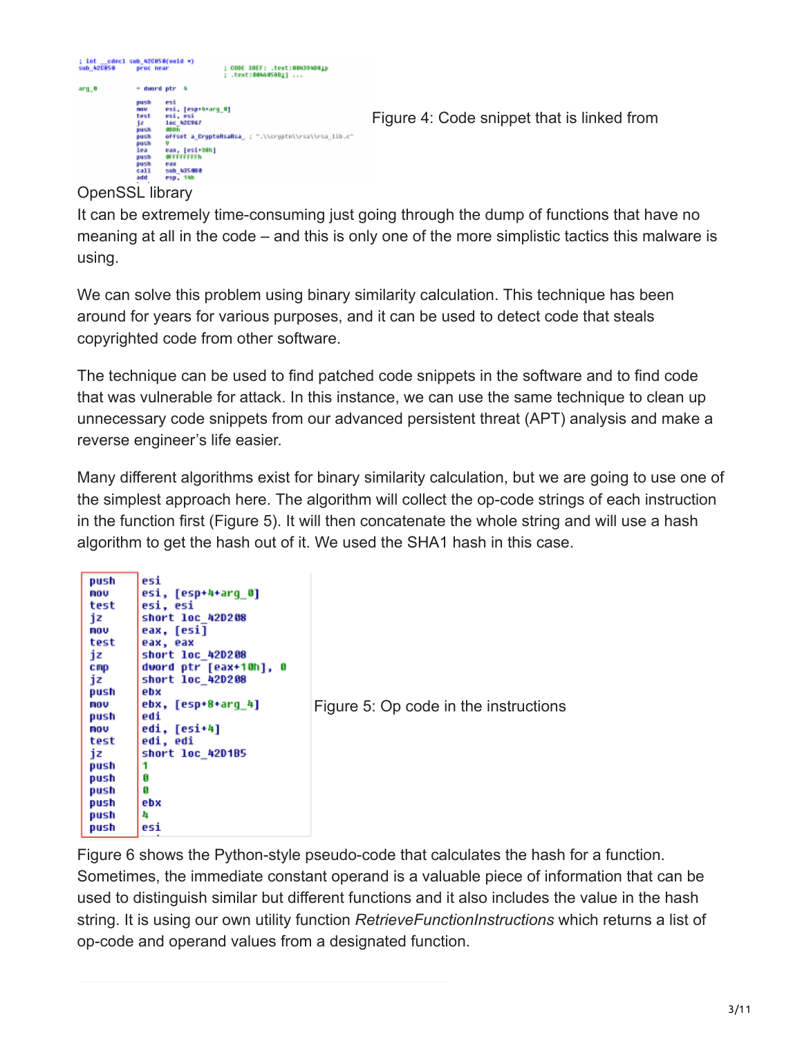Figure 4: Code snippet that is linked from OpenSSL library

It can be extremely time-consuming just going through the dump of functions that have no meaning at all in the code – and this is only one of the more simplistic tactics this malware is using.

We can solve this problem using binary similarity calculation. This technique has been around for years for various purposes, and it can be used to detect code that steals copyrighted code from other software.

The technique can be used to find patched code snippets in the software and to find code that was vulnerable for attack. In this instance, we can use the same technique to clean up unnecessary code snippets from our advanced persistent threat (APT) analysis and make a reverse engineer's life easier.

Many different algorithms exist for binary similarity calculation, but we are going to use one of the simplest approach here. The algorithm will collect the op-code strings of each instruction in the function first (Figure 5). It will then concatenate the whole string and will use a hash algorithm to get the hash out of it. We used the SHA1 hash in this case.

```
push    esi
mov     esi, [esp+4+arg_0]
test    esi, esi
jz      short loc_42D208
mov     eax, [esi]
test    eax, eax
jz      short loc_42D208
cmp     dword ptr [eax+10h], 0
jz      short loc_42D208
push    ebx
mov     ebx, [esp+8+arg_4]
push    edi
mov     edi, [esi+4]
test    edi, edi
jz      short loc_42D1B5
push    1
push    0
push    0
push    ebx
push    4
push    esi
```

Figure 5: Op code in the instructions

Figure 6 shows the Python-style pseudo-code that calculates the hash for a function. Sometimes, the immediate constant operand is a valuable piece of information that can be used to distinguish similar but different functions and it also includes the value in the hash string. It is using our own utility function *RetrieveFunctionInstructions* which returns a list of op-code and operand values from a designated function.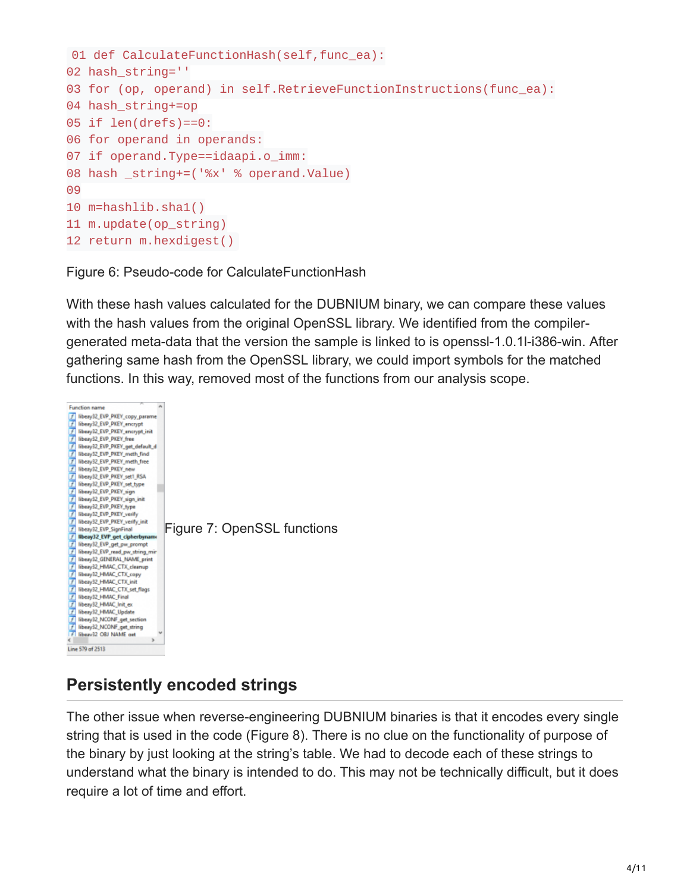```
01 def CalculateFunctionHash(self,func_ea):
02 hash_string=''
03 for (op, operand) in self.RetrieveFunctionInstructions(func_ea):
04 hash_string+=op
05 if len(drefs)==0:
06 for operand in operands:
07 if operand.Type==idaapi.o_imm:
08 hash _string+=('%x' % operand.Value)
09
10 m=hashlib.sha1()
11 m.update(op_string)
12 return m.hexdigest()
```

Figure 6: Pseudo-code for CalculateFunctionHash

With these hash values calculated for the DUBNIUM binary, we can compare these values with the hash values from the original OpenSSL library. We identified from the compiler-generated meta-data that the version the sample is linked to is openssl-1.0.1l-i386-win. After gathering same hash from the OpenSSL library, we could import symbols for the matched functions. In this way, removed most of the functions from our analysis scope.

Figure 7: OpenSSL functions

## Persistently encoded strings

The other issue when reverse-engineering DUBNIUM binaries is that it encodes every single string that is used in the code (Figure 8). There is no clue on the functionality of purpose of the binary by just looking at the string's table. We had to decode each of these strings to understand what the binary is intended to do. This may not be technically difficult, but it does require a lot of time and effort.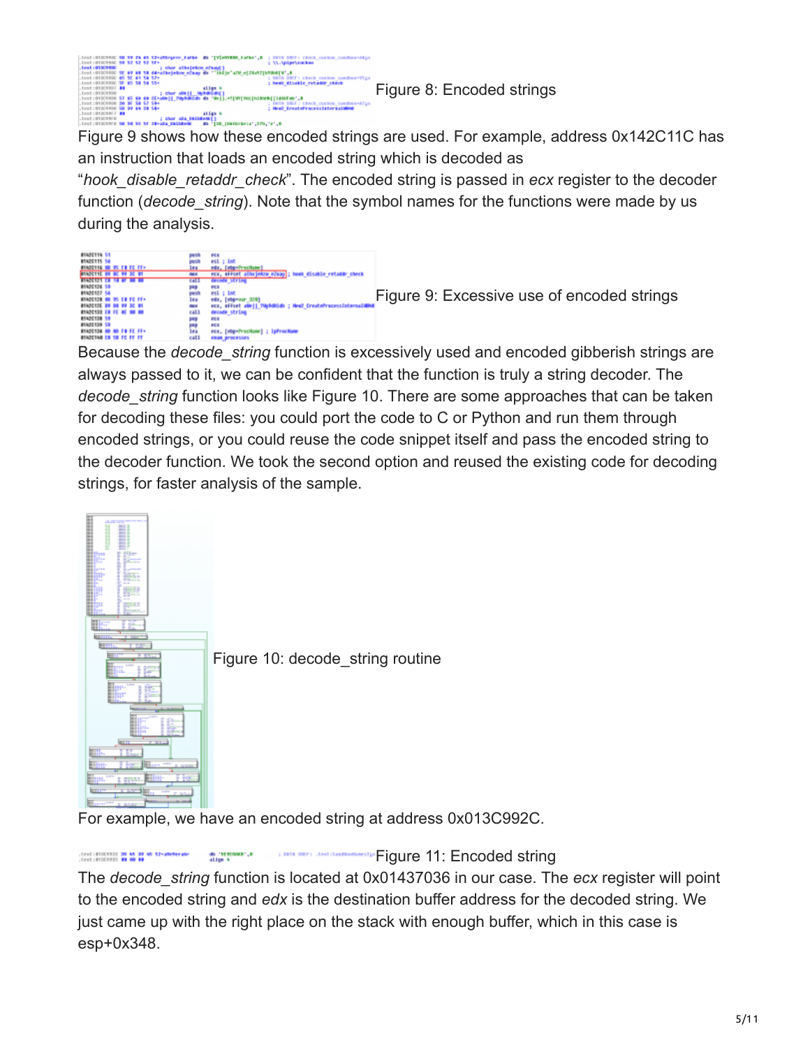Figure 8: Encoded strings

Figure 9 shows how these encoded strings are used. For example, address 0x142C11C has an instruction that loads an encoded string which is decoded as "*hook_disable_retaddr_check*". The encoded string is passed in *ecx* register to the decoder function (*decode_string*). Note that the symbol names for the functions were made by us during the analysis.

Figure 9: Excessive use of encoded strings

Because the *decode_string* function is excessively used and encoded gibberish strings are always passed to it, we can be confident that the function is truly a string decoder. The *decode_string* function looks like Figure 10. There are some approaches that can be taken for decoding these files: you could port the code to C or Python and run them through encoded strings, or you could reuse the code snippet itself and pass the encoded string to the decoder function. We took the second option and reused the existing code for decoding strings, for faster analysis of the sample.

Figure 10: decode_string routine

For example, we have an encoded string at address 0x013C992C.

Figure 11: Encoded string

The *decode_string* function is located at 0x01437036 in our case. The *ecx* register will point to the encoded string and *edx* is the destination buffer address for the decoded string. We just came up with the right place on the stack with enough buffer, which in this case is esp+0x348.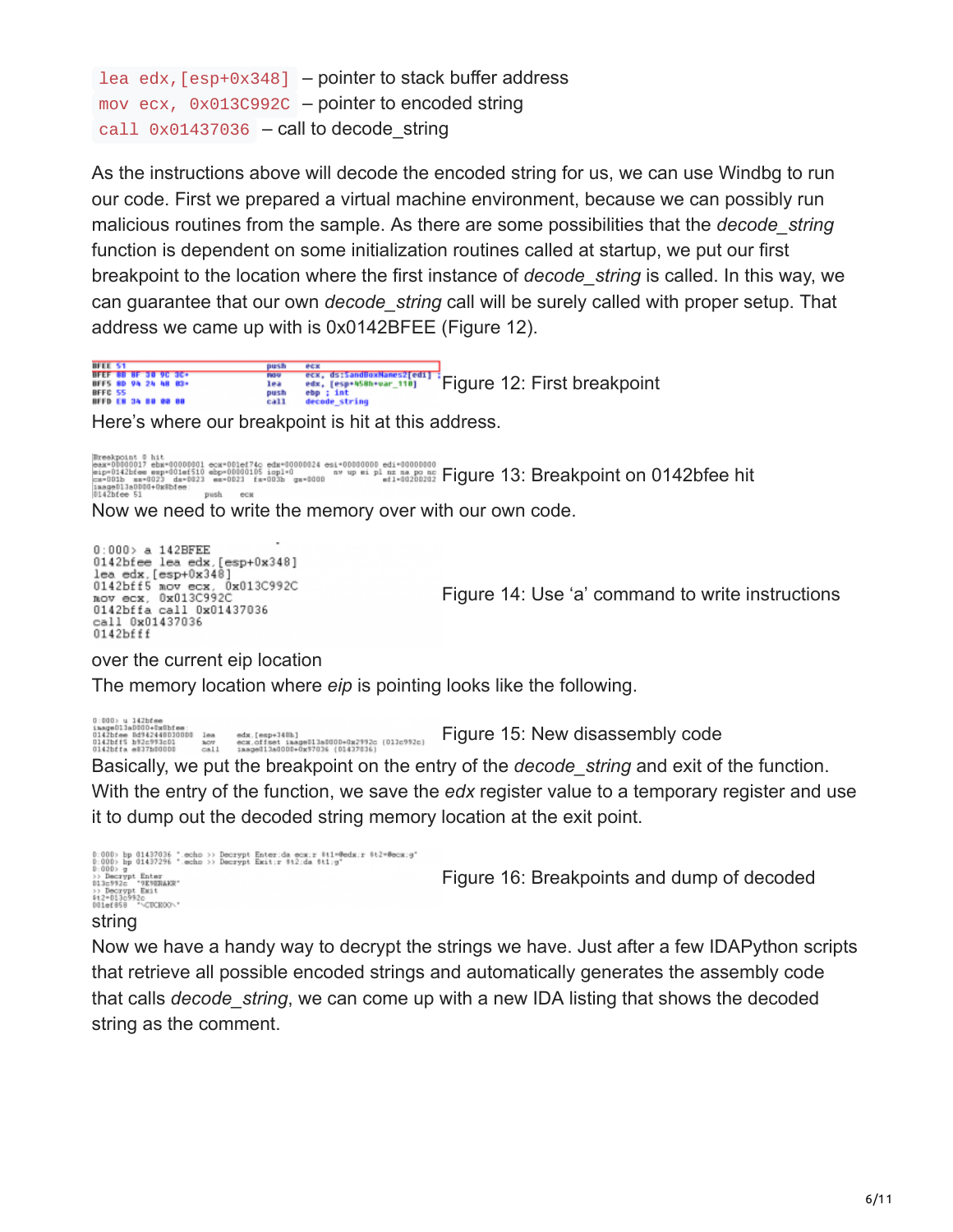`lea edx,[esp+0x348]` – pointer to stack buffer address
`mov ecx, 0x013C992C` – pointer to encoded string
`call 0x01437036` – call to decode_string

As the instructions above will decode the encoded string for us, we can use Windbg to run our code. First we prepared a virtual machine environment, because we can possibly run malicious routines from the sample. As there are some possibilities that the *decode_string* function is dependent on some initialization routines called at startup, we put our first breakpoint to the location where the first instance of *decode_string* is called. In this way, we can guarantee that our own *decode_string* call will be surely called with proper setup. That address we came up with is 0x0142BFEE (Figure 12).

Figure 12: First breakpoint

Here's where our breakpoint is hit at this address.

Figure 13: Breakpoint on 0142bfee hit

Now we need to write the memory over with our own code.

```
0:000> a 142BFEE
0142bfee lea edx,[esp+0x348]
lea edx,[esp+0x348]
0142bff5 mov ecx, 0x013C992C
mov ecx, 0x013C992C
0142bffa call 0x01437036
call 0x01437036
0142bfff
```

Figure 14: Use 'a' command to write instructions over the current eip location

The memory location where *eip* is pointing looks like the following.

Figure 15: New disassembly code

Basically, we put the breakpoint on the entry of the *decode_string* and exit of the function. With the entry of the function, we save the *edx* register value to a temporary register and use it to dump out the decoded string memory location at the exit point.

Figure 16: Breakpoints and dump of decoded string

Now we have a handy way to decrypt the strings we have. Just after a few IDAPython scripts that retrieve all possible encoded strings and automatically generates the assembly code that calls *decode_string*, we can come up with a new IDA listing that shows the decoded string as the comment.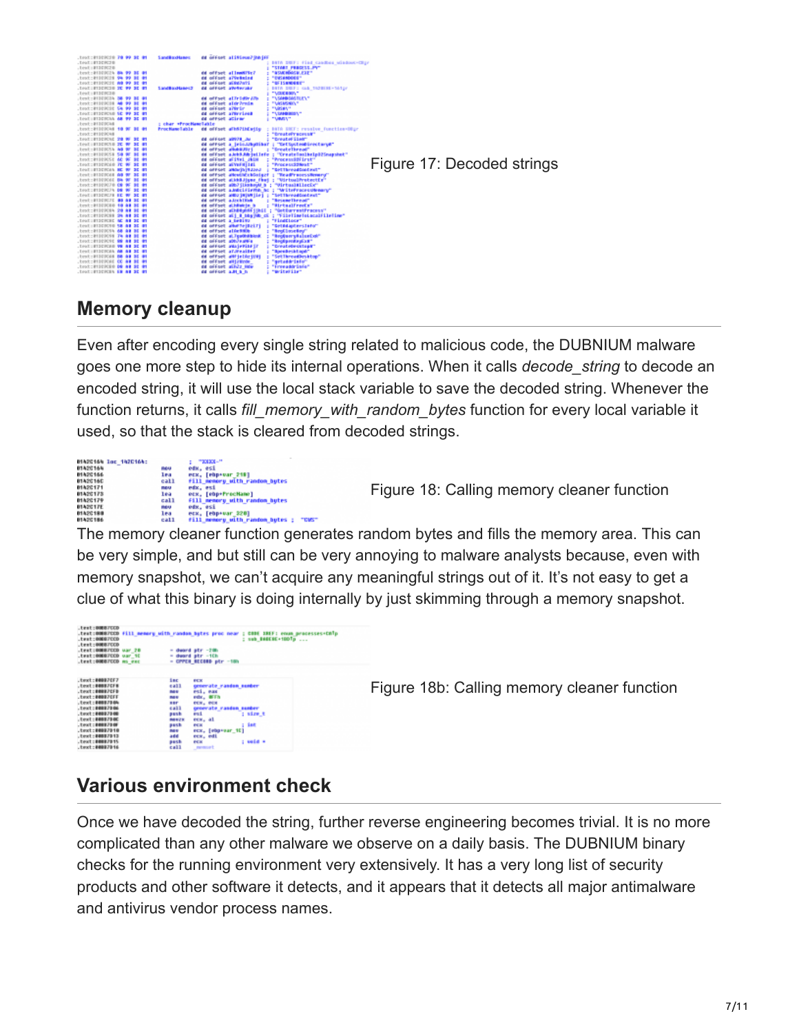Figure 17: Decoded strings

## Memory cleanup

Even after encoding every single string related to malicious code, the DUBNIUM malware goes one more step to hide its internal operations. When it calls *decode_string* to decode an encoded string, it will use the local stack variable to save the decoded string. Whenever the function returns, it calls *fill_memory_with_random_bytes* function for every local variable it used, so that the stack is cleared from decoded strings.

Figure 18: Calling memory cleaner function

The memory cleaner function generates random bytes and fills the memory area. This can be very simple, and but still can be very annoying to malware analysts because, even with memory snapshot, we can't acquire any meaningful strings out of it. It's not easy to get a clue of what this binary is doing internally by just skimming through a memory snapshot.

Figure 18b: Calling memory cleaner function

## Various environment check

Once we have decoded the string, further reverse engineering becomes trivial. It is no more complicated than any other malware we observe on a daily basis. The DUBNIUM binary checks for the running environment very extensively. It has a very long list of security products and other software it detects, and it appears that it detects all major antimalware and antivirus vendor process names.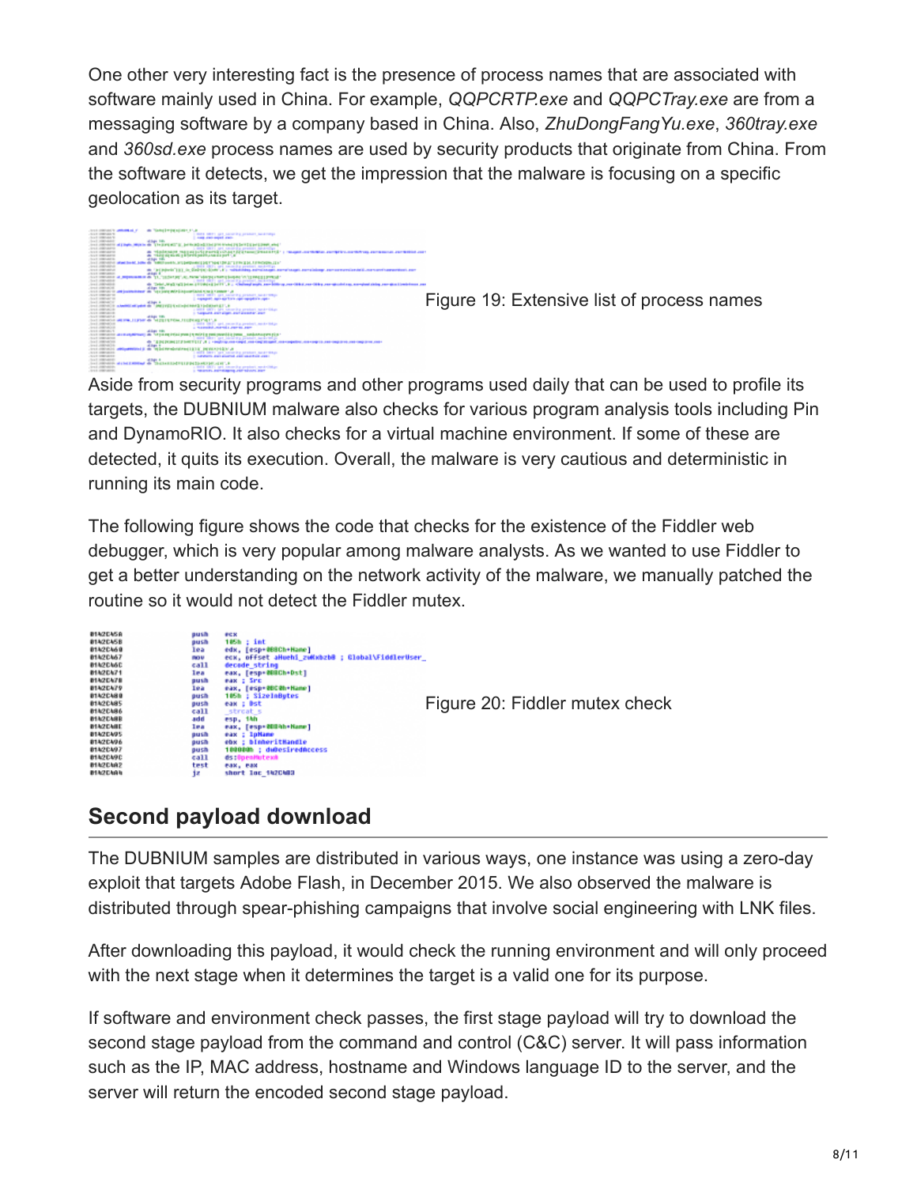One other very interesting fact is the presence of process names that are associated with software mainly used in China. For example, *QQPCRTP.exe* and *QQPCTray.exe* are from a messaging software by a company based in China. Also, *ZhuDongFangYu.exe*, *360tray.exe* and *360sd.exe* process names are used by security products that originate from China. From the software it detects, we get the impression that the malware is focusing on a specific geolocation as its target.

Figure 19: Extensive list of process names

Aside from security programs and other programs used daily that can be used to profile its targets, the DUBNIUM malware also checks for various program analysis tools including Pin and DynamoRIO. It also checks for a virtual machine environment. If some of these are detected, it quits its execution. Overall, the malware is very cautious and deterministic in running its main code.

The following figure shows the code that checks for the existence of the Fiddler web debugger, which is very popular among malware analysts. As we wanted to use Fiddler to get a better understanding on the network activity of the malware, we manually patched the routine so it would not detect the Fiddler mutex.

Figure 20: Fiddler mutex check

## Second payload download

The DUBNIUM samples are distributed in various ways, one instance was using a zero-day exploit that targets Adobe Flash, in December 2015. We also observed the malware is distributed through spear-phishing campaigns that involve social engineering with LNK files.

After downloading this payload, it would check the running environment and will only proceed with the next stage when it determines the target is a valid one for its purpose.

If software and environment check passes, the first stage payload will try to download the second stage payload from the command and control (C&C) server. It will pass information such as the IP, MAC address, hostname and Windows language ID to the server, and the server will return the encoded second stage payload.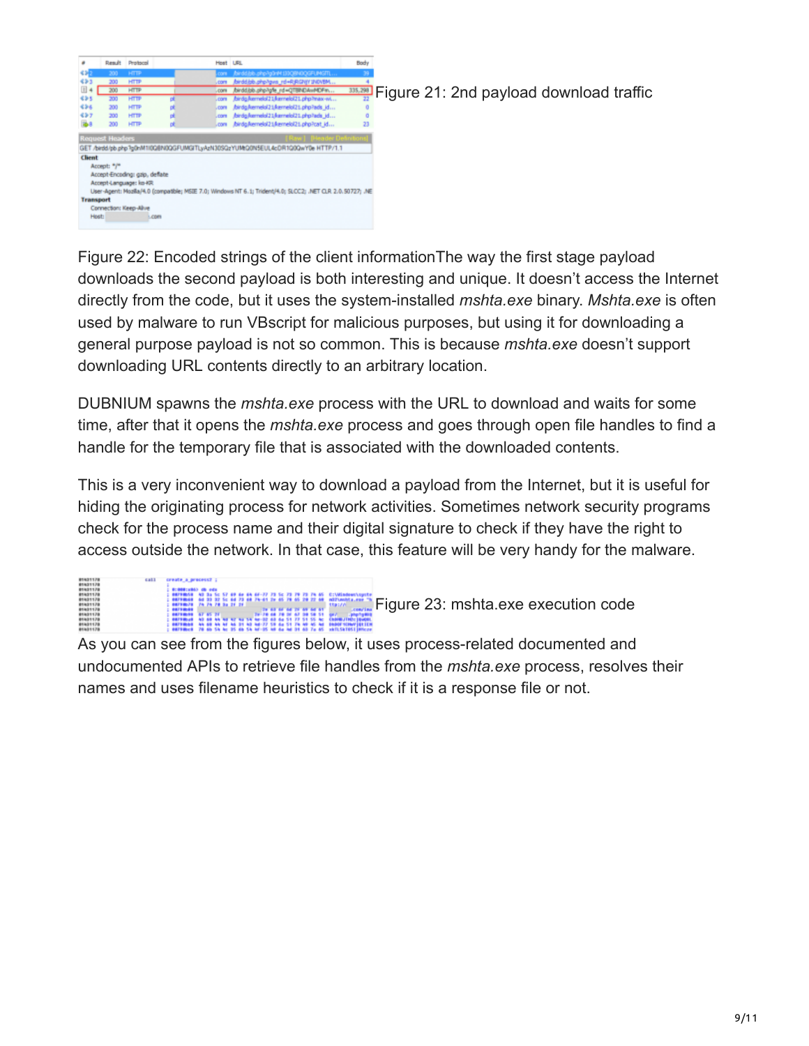Figure 21: 2nd payload download traffic

Figure 22: Encoded strings of the client informationThe way the first stage payload downloads the second payload is both interesting and unique. It doesn't access the Internet directly from the code, but it uses the system-installed *mshta.exe* binary. *Mshta.exe* is often used by malware to run VBscript for malicious purposes, but using it for downloading a general purpose payload is not so common. This is because *mshta.exe* doesn't support downloading URL contents directly to an arbitrary location.

DUBNIUM spawns the *mshta.exe* process with the URL to download and waits for some time, after that it opens the *mshta.exe* process and goes through open file handles to find a handle for the temporary file that is associated with the downloaded contents.

This is a very inconvenient way to download a payload from the Internet, but it is useful for hiding the originating process for network activities. Sometimes network security programs check for the process name and their digital signature to check if they have the right to access outside the network. In that case, this feature will be very handy for the malware.

Figure 23: mshta.exe execution code

As you can see from the figures below, it uses process-related documented and undocumented APIs to retrieve file handles from the *mshta.exe* process, resolves their names and uses filename heuristics to check if it is a response file or not.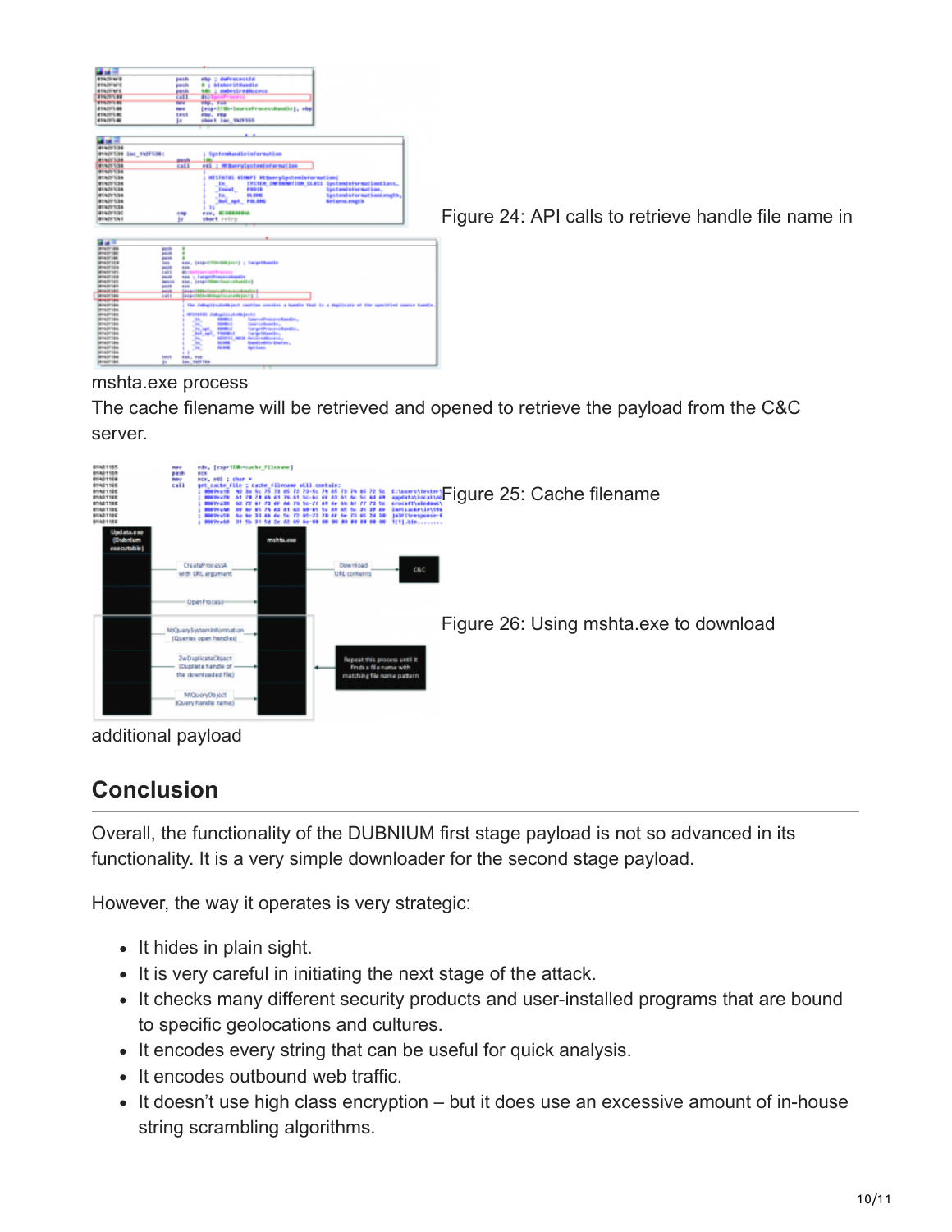Figure 24: API calls to retrieve handle file name in mshta.exe process

The cache filename will be retrieved and opened to retrieve the payload from the C&C server.

Figure 25: Cache filename

Figure 26: Using mshta.exe to download additional payload

## Conclusion

Overall, the functionality of the DUBNIUM first stage payload is not so advanced in its functionality. It is a very simple downloader for the second stage payload.

However, the way it operates is very strategic:

- It hides in plain sight.
- It is very careful in initiating the next stage of the attack.
- It checks many different security products and user-installed programs that are bound to specific geolocations and cultures.
- It encodes every string that can be useful for quick analysis.
- It encodes outbound web traffic.
- It doesn't use high class encryption – but it does use an excessive amount of in-house string scrambling algorithms.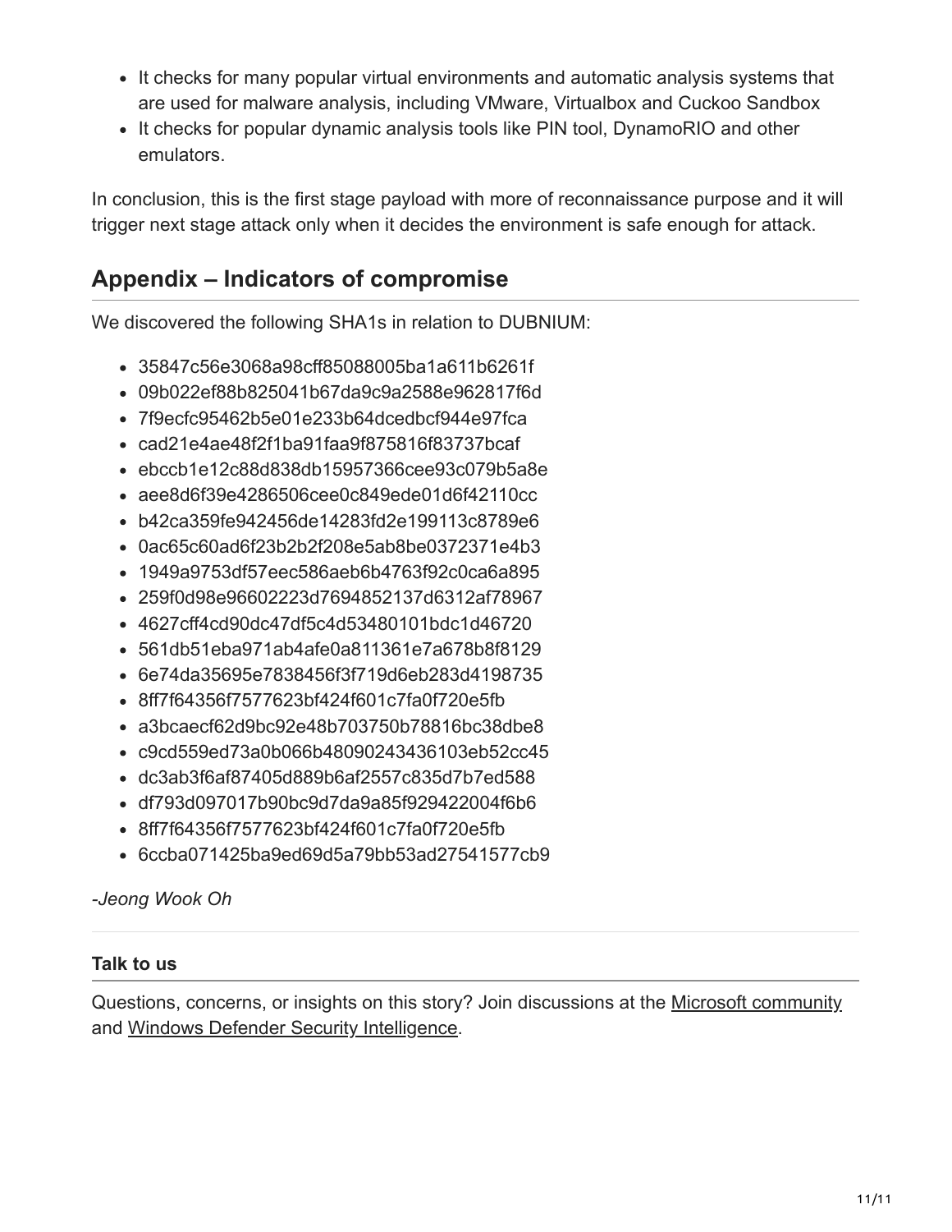- It checks for many popular virtual environments and automatic analysis systems that are used for malware analysis, including VMware, Virtualbox and Cuckoo Sandbox
- It checks for popular dynamic analysis tools like PIN tool, DynamoRIO and other emulators.

In conclusion, this is the first stage payload with more of reconnaissance purpose and it will trigger next stage attack only when it decides the environment is safe enough for attack.

## Appendix – Indicators of compromise

We discovered the following SHA1s in relation to DUBNIUM:

- 35847c56e3068a98cff85088005ba1a611b6261f
- 09b022ef88b825041b67da9c9a2588e962817f6d
- 7f9ecfc95462b5e01e233b64dcedbcf944e97fca
- cad21e4ae48f2f1ba91faa9f875816f83737bcaf
- ebccb1e12c88d838db15957366cee93c079b5a8e
- aee8d6f39e4286506cee0c849ede01d6f42110cc
- b42ca359fe942456de14283fd2e199113c8789e6
- 0ac65c60ad6f23b2b2f208e5ab8be0372371e4b3
- 1949a9753df57eec586aeb6b4763f92c0ca6a895
- 259f0d98e96602223d7694852137d6312af78967
- 4627cff4cd90dc47df5c4d53480101bdc1d46720
- 561db51eba971ab4afe0a811361e7a678b8f8129
- 6e74da35695e7838456f3f719d6eb283d4198735
- 8ff7f64356f7577623bf424f601c7fa0f720e5fb
- a3bcaecf62d9bc92e48b703750b78816bc38dbe8
- c9cd559ed73a0b066b48090243436103eb52cc45
- dc3ab3f6af87405d889b6af2557c835d7b7ed588
- df793d097017b90bc9d7da9a85f929422004f6b6
- 8ff7f64356f7577623bf424f601c7fa0f720e5fb
- 6ccba071425ba9ed69d5a79bb53ad27541577cb9

*-Jeong Wook Oh*

### Talk to us

Questions, concerns, or insights on this story? Join discussions at the Microsoft community and Windows Defender Security Intelligence.